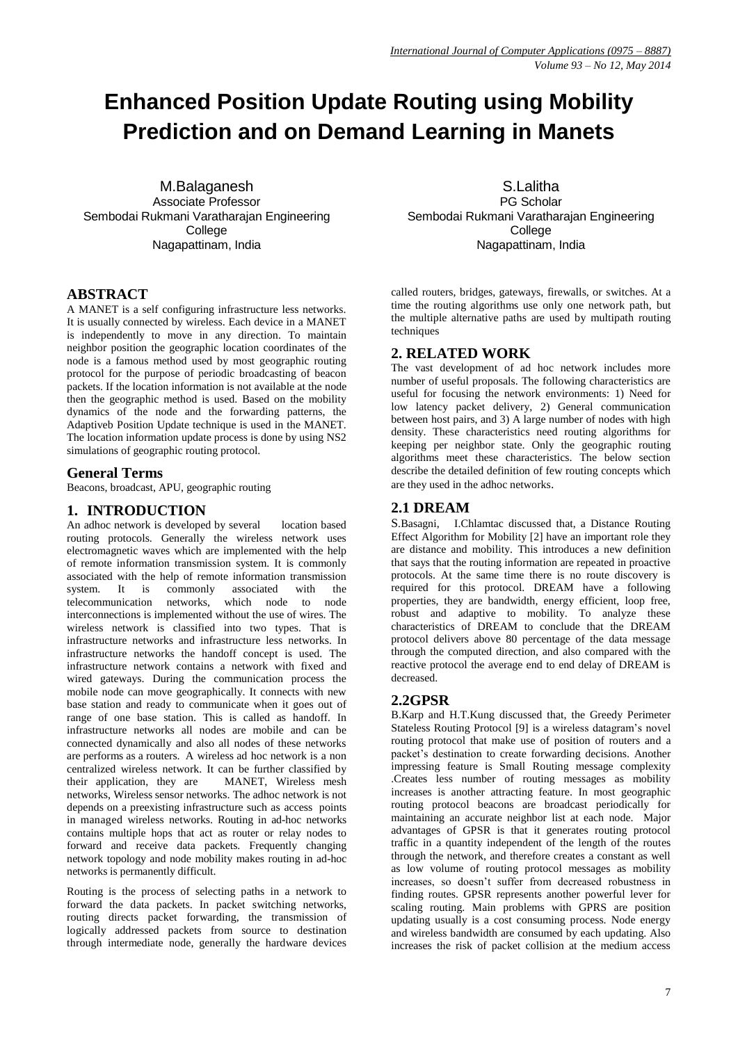# Enhanced Position Update Routing using Mobility Prediction and on Demand Learning in Manets

M.Balaganesh
Associate Professor
Sembodai Rukmani Varatharajan Engineering College
Nagapattinam, India

S.Lalitha
PG Scholar
Sembodai Rukmani Varatharajan Engineering College
Nagapattinam, India

## ABSTRACT

A MANET is a self configuring infrastructure less networks. It is usually connected by wireless. Each device in a MANET is independently to move in any direction. To maintain neighbor position the geographic location coordinates of the node is a famous method used by most geographic routing protocol for the purpose of periodic broadcasting of beacon packets. If the location information is not available at the node then the geographic method is used. Based on the mobility dynamics of the node and the forwarding patterns, the Adaptiveb Position Update technique is used in the MANET. The location information update process is done by using NS2 simulations of geographic routing protocol.

## General Terms

Beacons, broadcast, APU, geographic routing

## 1. INTRODUCTION

An adhoc network is developed by several location based routing protocols. Generally the wireless network uses electromagnetic waves which are implemented with the help of remote information transmission system. It is commonly associated with the help of remote information transmission system. It is commonly associated with the telecommunication networks, which node to node interconnections is implemented without the use of wires. The wireless network is classified into two types. That is infrastructure networks and infrastructure less networks. In infrastructure networks the handoff concept is used. The infrastructure network contains a network with fixed and wired gateways. During the communication process the mobile node can move geographically. It connects with new base station and ready to communicate when it goes out of range of one base station. This is called as handoff. In infrastructure networks all nodes are mobile and can be connected dynamically and also all nodes of these networks are performs as a routers. A wireless ad hoc network is a non centralized wireless network. It can be further classified by their application, they are MANET, Wireless mesh networks, Wireless sensor networks. The adhoc network is not depends on a preexisting infrastructure such as access points in managed wireless networks. Routing in ad-hoc networks contains multiple hops that act as router or relay nodes to forward and receive data packets. Frequently changing network topology and node mobility makes routing in ad-hoc networks is permanently difficult.

Routing is the process of selecting paths in a network to forward the data packets. In packet switching networks, routing directs packet forwarding, the transmission of logically addressed packets from source to destination through intermediate node, generally the hardware devices called routers, bridges, gateways, firewalls, or switches. At a time the routing algorithms use only one network path, but the multiple alternative paths are used by multipath routing techniques

## 2. RELATED WORK

The vast development of ad hoc network includes more number of useful proposals. The following characteristics are useful for focusing the network environments: 1) Need for low latency packet delivery, 2) General communication between host pairs, and 3) A large number of nodes with high density. These characteristics need routing algorithms for keeping per neighbor state. Only the geographic routing algorithms meet these characteristics. The below section describe the detailed definition of few routing concepts which are they used in the adhoc networks.

## 2.1 DREAM

S.Basagni, I.Chlamtac discussed that, a Distance Routing Effect Algorithm for Mobility [2] have an important role they are distance and mobility. This introduces a new definition that says that the routing information are repeated in proactive protocols. At the same time there is no route discovery is required for this protocol. DREAM have a following properties, they are bandwidth, energy efficient, loop free, robust and adaptive to mobility. To analyze these characteristics of DREAM to conclude that the DREAM protocol delivers above 80 percentage of the data message through the computed direction, and also compared with the reactive protocol the average end to end delay of DREAM is decreased.

## 2.2GPSR

B.Karp and H.T.Kung discussed that, the Greedy Perimeter Stateless Routing Protocol [9] is a wireless datagram's novel routing protocol that make use of position of routers and a packet's destination to create forwarding decisions. Another impressing feature is Small Routing message complexity .Creates less number of routing messages as mobility increases is another attracting feature. In most geographic routing protocol beacons are broadcast periodically for maintaining an accurate neighbor list at each node. Major advantages of GPSR is that it generates routing protocol traffic in a quantity independent of the length of the routes through the network, and therefore creates a constant as well as low volume of routing protocol messages as mobility increases, so doesn't suffer from decreased robustness in finding routes. GPSR represents another powerful lever for scaling routing. Main problems with GPRS are position updating usually is a cost consuming process. Node energy and wireless bandwidth are consumed by each updating. Also increases the risk of packet collision at the medium access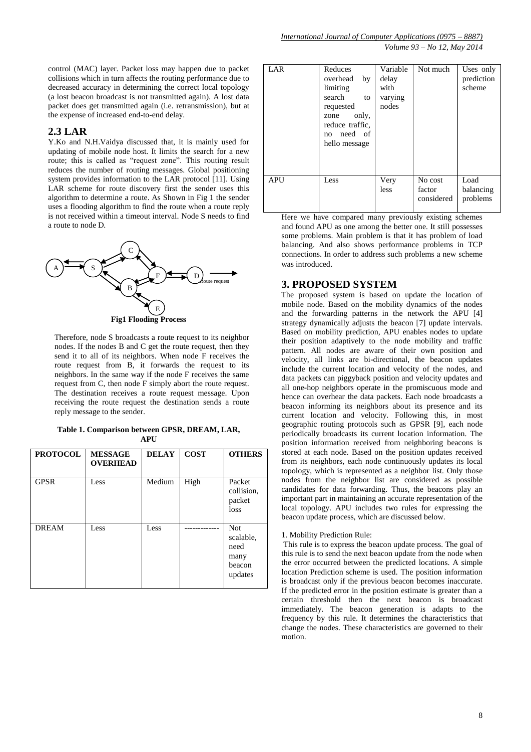control (MAC) layer. Packet loss may happen due to packet collisions which in turn affects the routing performance due to decreased accuracy in determining the correct local topology (a lost beacon broadcast is not transmitted again). A lost data packet does get transmitted again (i.e. retransmission), but at the expense of increased end-to-end delay.

## 2.3 LAR

Y.Ko and N.H.Vaidya discussed that, it is mainly used for updating of mobile node host. It limits the search for a new route; this is called as "request zone". This routing result reduces the number of routing messages. Global positioning system provides information to the LAR protocol [11]. Using LAR scheme for route discovery first the sender uses this algorithm to determine a route. As Shown in Fig 1 the sender uses a flooding algorithm to find the route when a route reply is not received within a timeout interval. Node S needs to find a route to node D.

**Fig1 Flooding Process**

Therefore, node S broadcasts a route request to its neighbor nodes. If the nodes B and C get the route request, then they send it to all of its neighbors. When node F receives the route request from B, it forwards the request to its neighbors. In the same way if the node F receives the same request from C, then node F simply abort the route request. The destination receives a route request message. Upon receiving the route request the destination sends a route reply message to the sender.

**Table 1. Comparison between GPSR, DREAM, LAR, APU**

| PROTOCOL | MESSAGE OVERHEAD | DELAY | COST | OTHERS |
|---|---|---|---|---|
| GPSR | Less | Medium | High | Packet collision, packet loss |
| DREAM | Less | Less | ------------ | Not scalable, need many beacon updates |
| LAR | Reduces overhead by limiting search to requested zone only, reduce traffic, no need of hello message | Variable delay with varying nodes | Not much | Uses only prediction scheme |
| APU | Less | Very less | No cost factor considered | Load balancing problems |

Here we have compared many previously existing schemes and found APU as one among the better one. It still possesses some problems. Main problem is that it has problem of load balancing. And also shows performance problems in TCP connections. In order to address such problems a new scheme was introduced.

## 3. PROPOSED SYSTEM

The proposed system is based on update the location of mobile node. Based on the mobility dynamics of the nodes and the forwarding patterns in the network the APU [4] strategy dynamically adjusts the beacon [7] update intervals. Based on mobility prediction, APU enables nodes to update their position adaptively to the node mobility and traffic pattern. All nodes are aware of their own position and velocity, all links are bi-directional, the beacon updates include the current location and velocity of the nodes, and data packets can piggyback position and velocity updates and all one-hop neighbors operate in the promiscuous mode and hence can overhear the data packets. Each node broadcasts a beacon informing its neighbors about its presence and its current location and velocity. Following this, in most geographic routing protocols such as GPSR [9], each node periodically broadcasts its current location information. The position information received from neighboring beacons is stored at each node. Based on the position updates received from its neighbors, each node continuously updates its local topology, which is represented as a neighbor list. Only those nodes from the neighbor list are considered as possible candidates for data forwarding. Thus, the beacons play an important part in maintaining an accurate representation of the local topology. APU includes two rules for expressing the beacon update process, which are discussed below.

1. Mobility Prediction Rule:

This rule is to express the beacon update process. The goal of this rule is to send the next beacon update from the node when the error occurred between the predicted locations. A simple location Prediction scheme is used. The position information is broadcast only if the previous beacon becomes inaccurate. If the predicted error in the position estimate is greater than a certain threshold then the next beacon is broadcast immediately. The beacon generation is adapts to the frequency by this rule. It determines the characteristics that change the nodes. These characteristics are governed to their motion.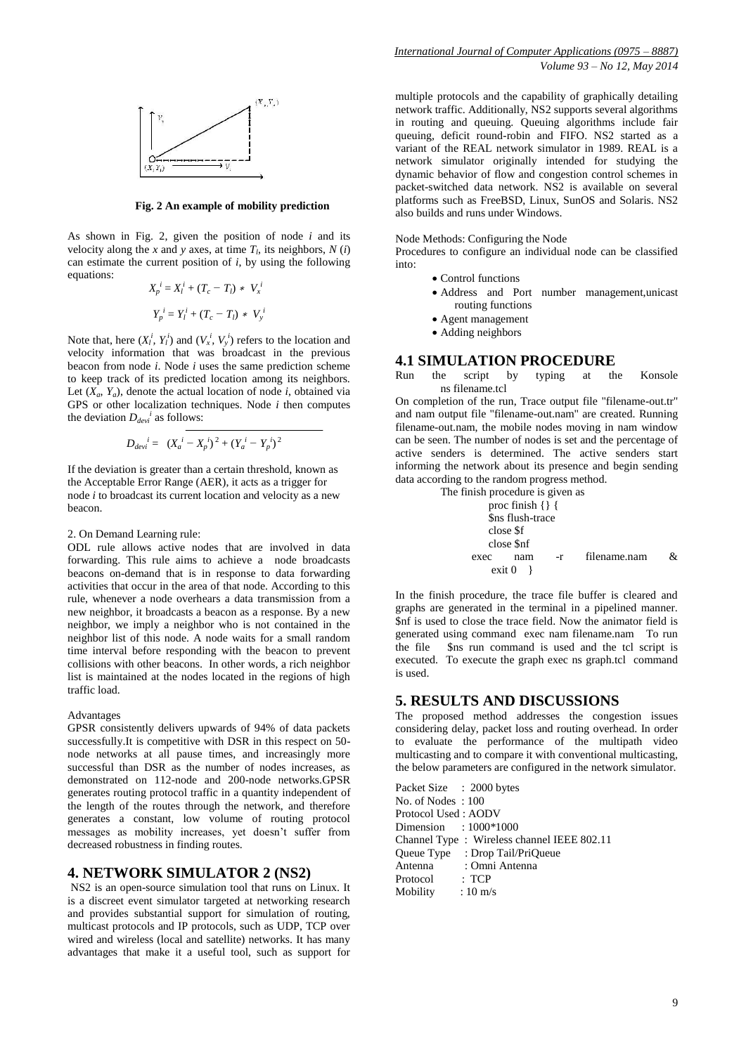Fig. 2 An example of mobility prediction

As shown in Fig. 2, given the position of node $i$ and its velocity along the $x$ and $y$ axes, at time $T_l$, its neighbors, $N(i)$ can estimate the current position of $i$, by using the following equations:

$$X_p^{\,i} = X_l^{\,i} + (T_c - T_l) * V_x^{\,i}$$

$$Y_p^{\,i} = Y_l^{\,i} + (T_c - T_l) * V_y^{\,i}$$

Note that, here $(X_l^i, Y_l^i)$ and $(V_x^i, V_y^i)$ refers to the location and velocity information that was broadcast in the previous beacon from node $i$. Node $i$ uses the same prediction scheme to keep track of its predicted location among its neighbors. Let $(X_a, Y_a)$, denote the actual location of node $i$, obtained via GPS or other localization techniques. Node $i$ then computes the deviation $D_{devi}^{\,i}$ as follows:

$$D_{devi}^{\,i} = \sqrt{(X_a^{\,i} - X_p^{\,i})^2 + (Y_a^{\,i} - Y_p^{\,i})^2}$$

If the deviation is greater than a certain threshold, known as the Acceptable Error Range (AER), it acts as a trigger for node $i$ to broadcast its current location and velocity as a new beacon.

2. On Demand Learning rule:

ODL rule allows active nodes that are involved in data forwarding. This rule aims to achieve a node broadcasts beacons on-demand that is in response to data forwarding activities that occur in the area of that node. According to this rule, whenever a node overhears a data transmission from a new neighbor, it broadcasts a beacon as a response. By a new neighbor, we imply a neighbor who is not contained in the neighbor list of this node. A node waits for a small random time interval before responding with the beacon to prevent collisions with other beacons. In other words, a rich neighbor list is maintained at the nodes located in the regions of high traffic load.

Advantages

GPSR consistently delivers upwards of 94% of data packets successfully.It is competitive with DSR in this respect on 50-node networks at all pause times, and increasingly more successful than DSR as the number of nodes increases, as demonstrated on 112-node and 200-node networks.GPSR generates routing protocol traffic in a quantity independent of the length of the routes through the network, and therefore generates a constant, low volume of routing protocol messages as mobility increases, yet doesn't suffer from decreased robustness in finding routes.

## 4. NETWORK SIMULATOR 2 (NS2)

NS2 is an open-source simulation tool that runs on Linux. It is a discreet event simulator targeted at networking research and provides substantial support for simulation of routing, multicast protocols and IP protocols, such as UDP, TCP over wired and wireless (local and satellite) networks. It has many advantages that make it a useful tool, such as support for multiple protocols and the capability of graphically detailing network traffic. Additionally, NS2 supports several algorithms in routing and queuing. Queuing algorithms include fair queuing, deficit round-robin and FIFO. NS2 started as a variant of the REAL network simulator in 1989. REAL is a network simulator originally intended for studying the dynamic behavior of flow and congestion control schemes in packet-switched data network. NS2 is available on several platforms such as FreeBSD, Linux, SunOS and Solaris. NS2 also builds and runs under Windows.

Node Methods: Configuring the Node

Procedures to configure an individual node can be classified into:

- Control functions
- Address and Port number management,unicast routing functions
- Agent management
- Adding neighbors

### 4.1 SIMULATION PROCEDURE

Run the script by typing at the Konsole ns filename.tcl

On completion of the run, Trace output file "filename-out.tr" and nam output file "filename-out.nam" are created. Running filename-out.nam, the mobile nodes moving in nam window can be seen. The number of nodes is set and the percentage of active senders is determined. The active senders start informing the network about its presence and begin sending data according to the random progress method.

The finish procedure is given as

```
proc finish {} {
$ns flush-trace
close $f
close $nf
exec nam -r filename.nam &
exit 0 }
```

In the finish procedure, the trace file buffer is cleared and graphs are generated in the terminal in a pipelined manner. $nf is used to close the trace field. Now the animator field is generated using command exec nam filename.nam To run the file $ns run command is used and the tcl script is executed. To execute the graph exec ns graph.tcl command is used.

## 5. RESULTS AND DISCUSSIONS

The proposed method addresses the congestion issues considering delay, packet loss and routing overhead. In order to evaluate the performance of the multipath video multicasting and to compare it with conventional multicasting, the below parameters are configured in the network simulator.

Packet Size : 2000 bytes
No. of Nodes : 100
Protocol Used : AODV
Dimension : 1000*1000
Channel Type : Wireless channel IEEE 802.11
Queue Type : Drop Tail/PriQueue
Antenna : Omni Antenna
Protocol : TCP
Mobility : 10 m/s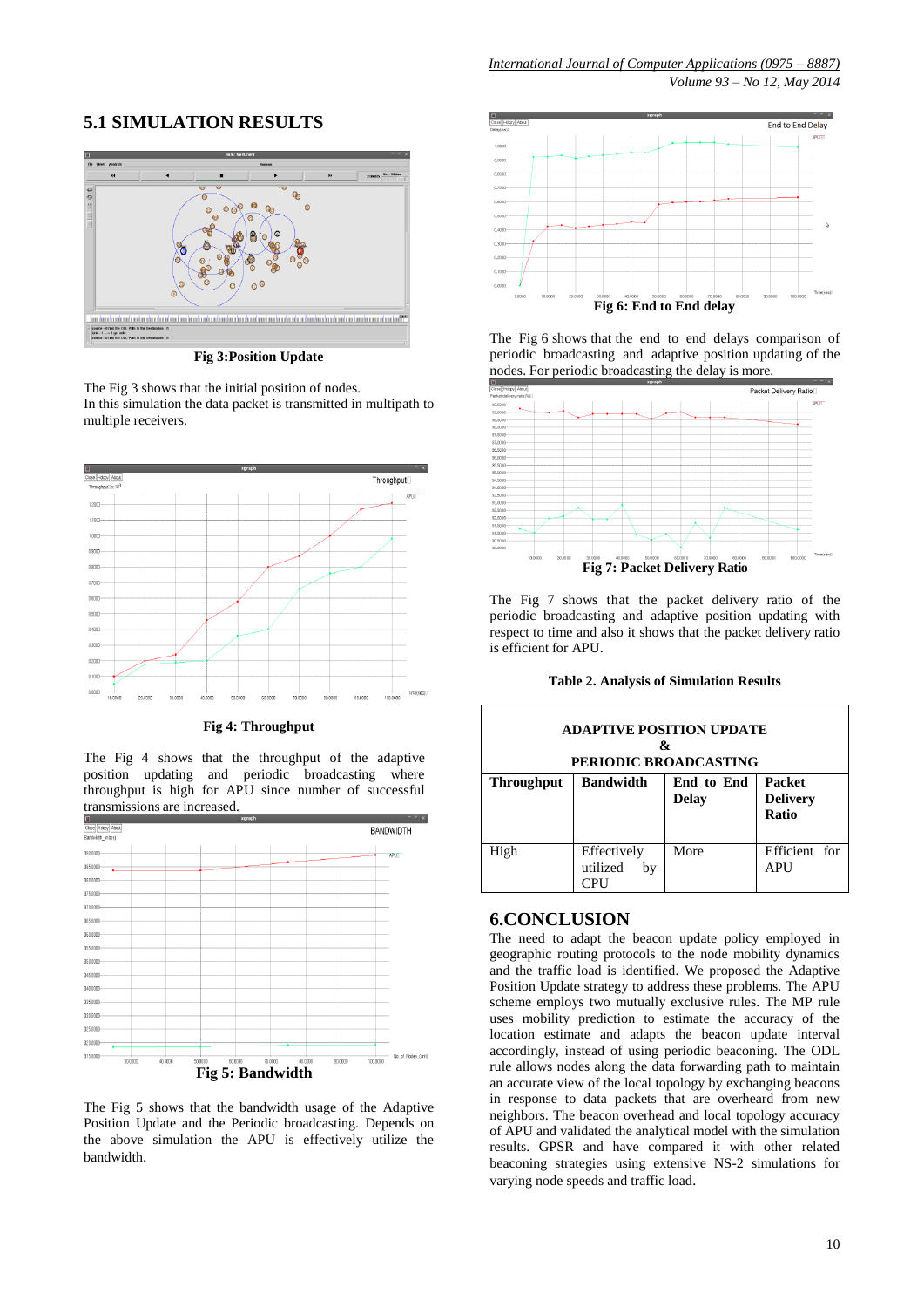## 5.1 SIMULATION RESULTS

Fig 3:Position Update

The Fig 3 shows that the initial position of nodes.
In this simulation the data packet is transmitted in multipath to multiple receivers.

Fig 4: Throughput

The Fig 4 shows that the throughput of the adaptive position updating and periodic broadcasting where throughput is high for APU since number of successful transmissions are increased.

Fig 5: Bandwidth

The Fig 5 shows that the bandwidth usage of the Adaptive Position Update and the Periodic broadcasting. Depends on the above simulation the APU is effectively utilize the bandwidth.

Fig 6: End to End delay

The Fig 6 shows that the end to end delays comparison of periodic broadcasting and adaptive position updating of the nodes. For periodic broadcasting the delay is more.

Fig 7: Packet Delivery Ratio

The Fig 7 shows that the packet delivery ratio of the periodic broadcasting and adaptive position updating with respect to time and also it shows that the packet delivery ratio is efficient for APU.

**Table 2. Analysis of Simulation Results**

| ADAPTIVE POSITION UPDATE & PERIODIC BROADCASTING | | | |
|---|---|---|---|
| **Throughput** | **Bandwidth** | **End to End Delay** | **Packet Delivery Ratio** |
| High | Effectively utilized by CPU | More | Efficient for APU |

## 6.CONCLUSION

The need to adapt the beacon update policy employed in geographic routing protocols to the node mobility dynamics and the traffic load is identified. We proposed the Adaptive Position Update strategy to address these problems. The APU scheme employs two mutually exclusive rules. The MP rule uses mobility prediction to estimate the accuracy of the location estimate and adapts the beacon update interval accordingly, instead of using periodic beaconing. The ODL rule allows nodes along the data forwarding path to maintain an accurate view of the local topology by exchanging beacons in response to data packets that are overheard from new neighbors. The beacon overhead and local topology accuracy of APU and validated the analytical model with the simulation results. GPSR and have compared it with other related beaconing strategies using extensive NS-2 simulations for varying node speeds and traffic load.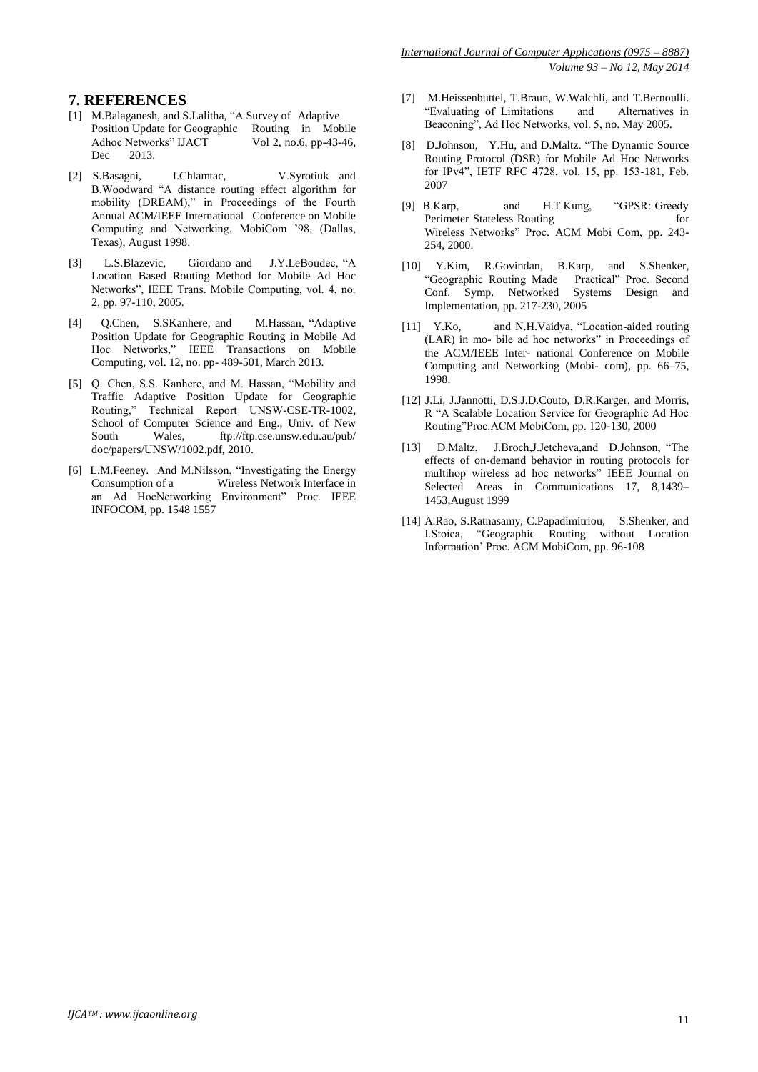## 7. REFERENCES

[1] M.Balaganesh, and S.Lalitha, "A Survey of Adaptive Position Update for Geographic Routing in Mobile Adhoc Networks" IJACT Vol 2, no.6, pp-43-46, Dec 2013.

[2] S.Basagni, I.Chlamtac, V.Syrotiuk and B.Woodward "A distance routing effect algorithm for mobility (DREAM)," in Proceedings of the Fourth Annual ACM/IEEE International Conference on Mobile Computing and Networking, MobiCom '98, (Dallas, Texas), August 1998.

[3] L.S.Blazevic, Giordano and J.Y.LeBoudec, "A Location Based Routing Method for Mobile Ad Hoc Networks", IEEE Trans. Mobile Computing, vol. 4, no. 2, pp. 97-110, 2005.

[4] Q.Chen, S.SKanhere, and M.Hassan, "Adaptive Position Update for Geographic Routing in Mobile Ad Hoc Networks," IEEE Transactions on Mobile Computing, vol. 12, no. pp- 489-501, March 2013.

[5] Q. Chen, S.S. Kanhere, and M. Hassan, "Mobility and Traffic Adaptive Position Update for Geographic Routing," Technical Report UNSW-CSE-TR-1002, School of Computer Science and Eng., Univ. of New South Wales, ftp://ftp.cse.unsw.edu.au/pub/doc/papers/UNSW/1002.pdf, 2010.

[6] L.M.Feeney. And M.Nilsson, "Investigating the Energy Consumption of a Wireless Network Interface in an Ad HocNetworking Environment" Proc. IEEE INFOCOM, pp. 1548 1557

[7] M.Heissenbuttel, T.Braun, W.Walchli, and T.Bernoulli. "Evaluating of Limitations and Alternatives in Beaconing", Ad Hoc Networks, vol. 5, no. May 2005.

[8] D.Johnson, Y.Hu, and D.Maltz. "The Dynamic Source Routing Protocol (DSR) for Mobile Ad Hoc Networks for IPv4", IETF RFC 4728, vol. 15, pp. 153-181, Feb. 2007

[9] B.Karp, and H.T.Kung, "GPSR: Greedy Perimeter Stateless Routing for Wireless Networks" Proc. ACM Mobi Com, pp. 243-254, 2000.

[10] Y.Kim, R.Govindan, B.Karp, and S.Shenker, "Geographic Routing Made Practical" Proc. Second Conf. Symp. Networked Systems Design and Implementation, pp. 217-230, 2005

[11] Y.Ko, and N.H.Vaidya, "Location-aided routing (LAR) in mo- bile ad hoc networks" in Proceedings of the ACM/IEEE Inter- national Conference on Mobile Computing and Networking (Mobi- com), pp. 66–75, 1998.

[12] J.Li, J.Jannotti, D.S.J.D.Couto, D.R.Karger, and Morris, R "A Scalable Location Service for Geographic Ad Hoc Routing"Proc.ACM MobiCom, pp. 120-130, 2000

[13] D.Maltz, J.Broch,J.Jetcheva,and D.Johnson, "The effects of on-demand behavior in routing protocols for multihop wireless ad hoc networks" IEEE Journal on Selected Areas in Communications 17, 8,1439–1453,August 1999

[14] A.Rao, S.Ratnasamy, C.Papadimitriou, S.Shenker, and I.Stoica, "Geographic Routing without Location Information' Proc. ACM MobiCom, pp. 96-108